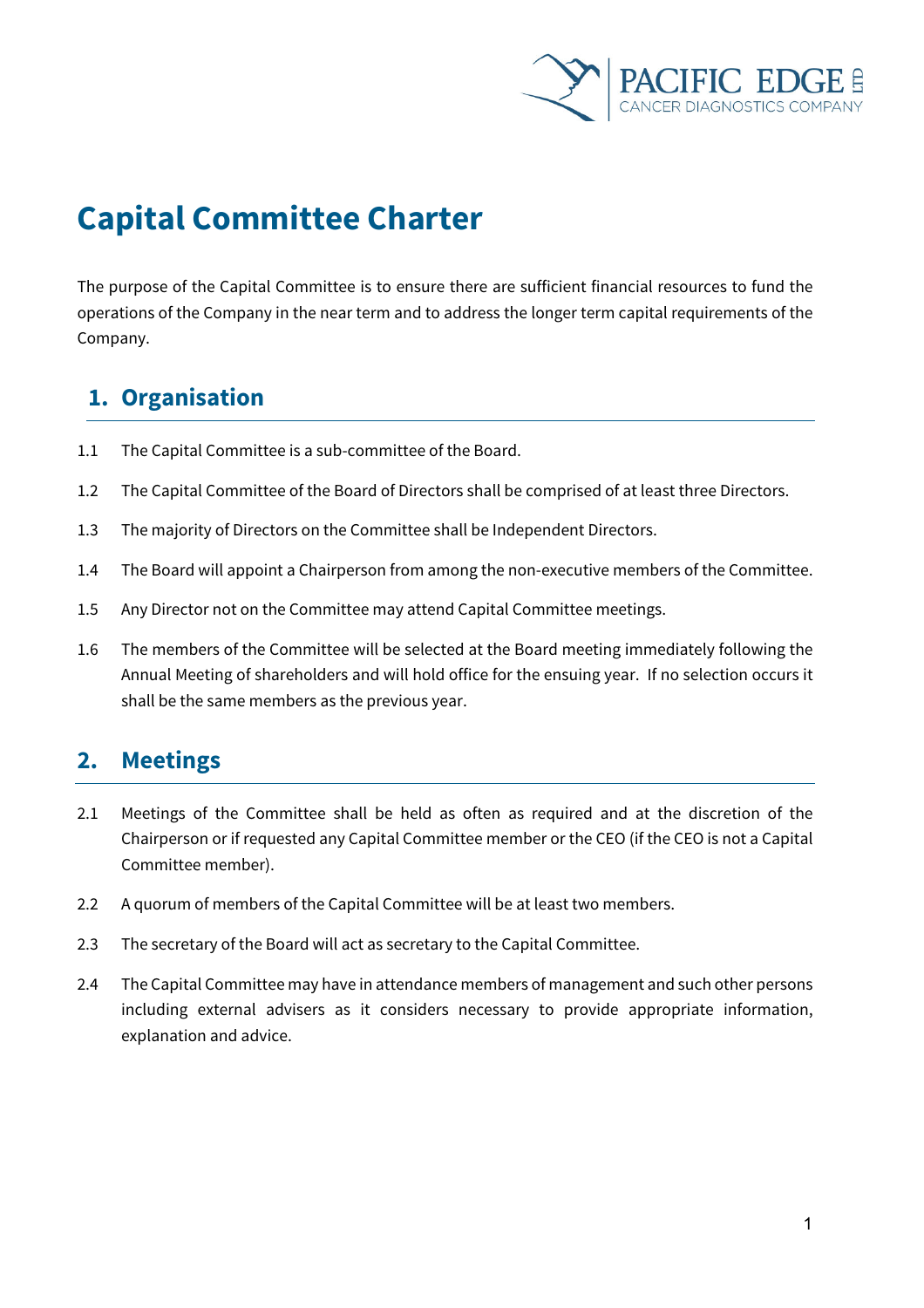# Capital Committee Charter

The purpose of the Capital Committee is to ensure there are sufficient financial resources to fund the operations of the Company in the near term and to address the longer term capital requirements of the Company.

## 1. Organisation

1.1 The Capital Committee is a sub-committee of the Board.

1.2 The Capital Committee of the Board of Directors shall be comprised of at least three Directors.

1.3 The majority of Directors on the Committee shall be Independent Directors.

1.4 The Board will appoint a Chairperson from among the non-executive members of the Committee.

1.5 Any Director not on the Committee may attend Capital Committee meetings.

1.6 The members of the Committee will be selected at the Board meeting immediately following the Annual Meeting of shareholders and will hold office for the ensuing year. If no selection occurs it shall be the same members as the previous year.

## 2. Meetings

2.1 Meetings of the Committee shall be held as often as required and at the discretion of the Chairperson or if requested any Capital Committee member or the CEO (if the CEO is not a Capital Committee member).

2.2 A quorum of members of the Capital Committee will be at least two members.

2.3 The secretary of the Board will act as secretary to the Capital Committee.

2.4 The Capital Committee may have in attendance members of management and such other persons including external advisers as it considers necessary to provide appropriate information, explanation and advice.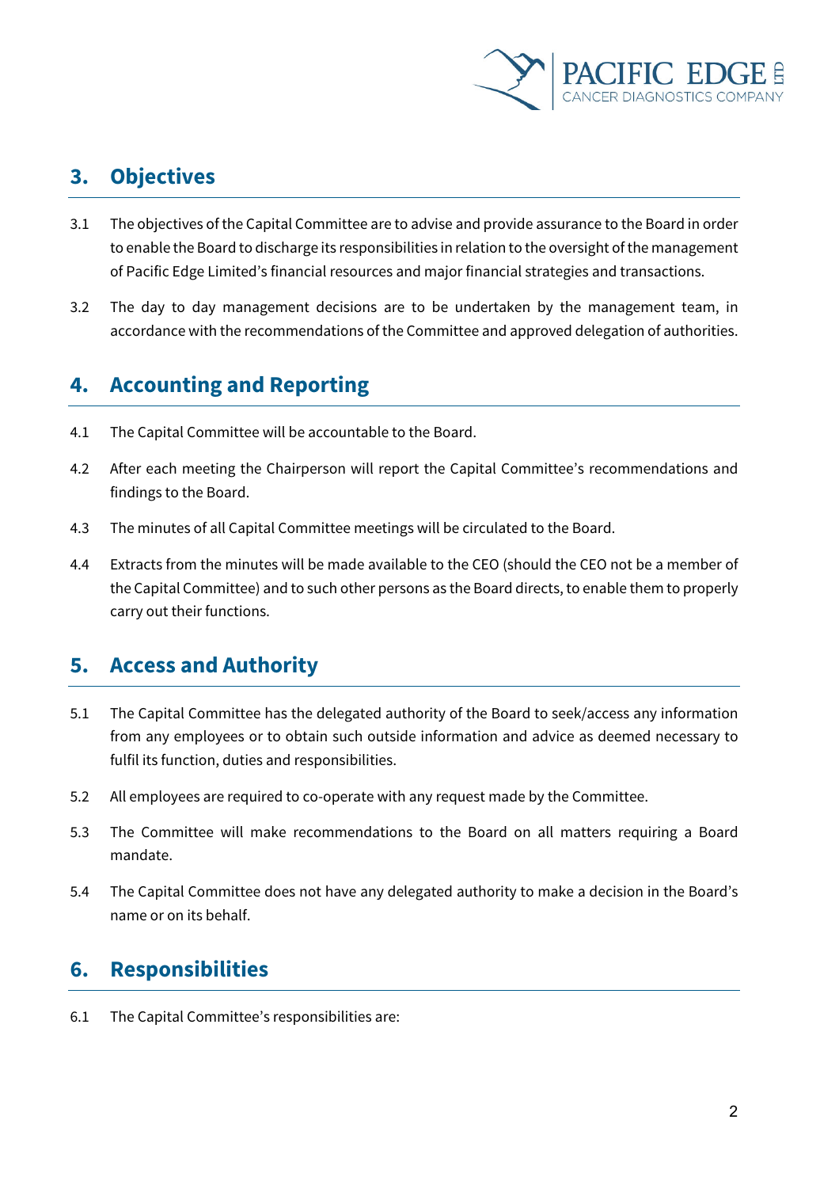## 3. Objectives

3.1 The objectives of the Capital Committee are to advise and provide assurance to the Board in order to enable the Board to discharge its responsibilities in relation to the oversight of the management of Pacific Edge Limited's financial resources and major financial strategies and transactions.

3.2 The day to day management decisions are to be undertaken by the management team, in accordance with the recommendations of the Committee and approved delegation of authorities.

## 4. Accounting and Reporting

4.1 The Capital Committee will be accountable to the Board.

4.2 After each meeting the Chairperson will report the Capital Committee's recommendations and findings to the Board.

4.3 The minutes of all Capital Committee meetings will be circulated to the Board.

4.4 Extracts from the minutes will be made available to the CEO (should the CEO not be a member of the Capital Committee) and to such other persons as the Board directs, to enable them to properly carry out their functions.

## 5. Access and Authority

5.1 The Capital Committee has the delegated authority of the Board to seek/access any information from any employees or to obtain such outside information and advice as deemed necessary to fulfil its function, duties and responsibilities.

5.2 All employees are required to co-operate with any request made by the Committee.

5.3 The Committee will make recommendations to the Board on all matters requiring a Board mandate.

5.4 The Capital Committee does not have any delegated authority to make a decision in the Board's name or on its behalf.

## 6. Responsibilities

6.1 The Capital Committee's responsibilities are: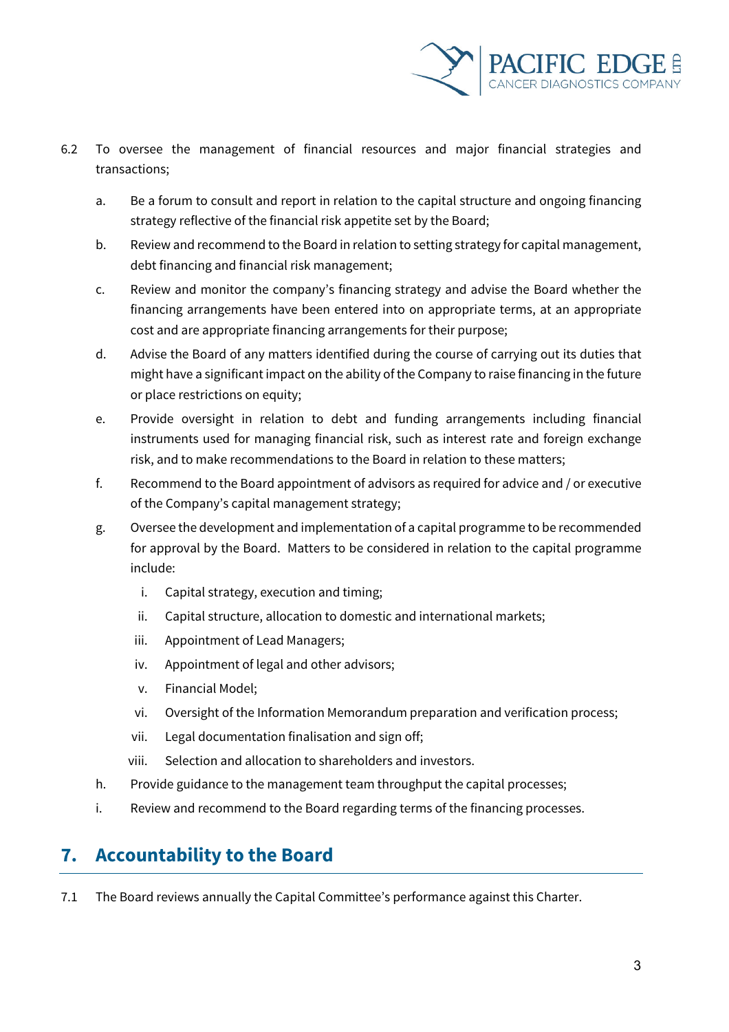6.2 To oversee the management of financial resources and major financial strategies and transactions;

a. Be a forum to consult and report in relation to the capital structure and ongoing financing strategy reflective of the financial risk appetite set by the Board;

b. Review and recommend to the Board in relation to setting strategy for capital management, debt financing and financial risk management;

c. Review and monitor the company's financing strategy and advise the Board whether the financing arrangements have been entered into on appropriate terms, at an appropriate cost and are appropriate financing arrangements for their purpose;

d. Advise the Board of any matters identified during the course of carrying out its duties that might have a significant impact on the ability of the Company to raise financing in the future or place restrictions on equity;

e. Provide oversight in relation to debt and funding arrangements including financial instruments used for managing financial risk, such as interest rate and foreign exchange risk, and to make recommendations to the Board in relation to these matters;

f. Recommend to the Board appointment of advisors as required for advice and / or executive of the Company's capital management strategy;

g. Oversee the development and implementation of a capital programme to be recommended for approval by the Board. Matters to be considered in relation to the capital programme include:

   i. Capital strategy, execution and timing;

   ii. Capital structure, allocation to domestic and international markets;

   iii. Appointment of Lead Managers;

   iv. Appointment of legal and other advisors;

   v. Financial Model;

   vi. Oversight of the Information Memorandum preparation and verification process;

   vii. Legal documentation finalisation and sign off;

   viii. Selection and allocation to shareholders and investors.

h. Provide guidance to the management team throughput the capital processes;

i. Review and recommend to the Board regarding terms of the financing processes.

## 7. Accountability to the Board

7.1 The Board reviews annually the Capital Committee's performance against this Charter.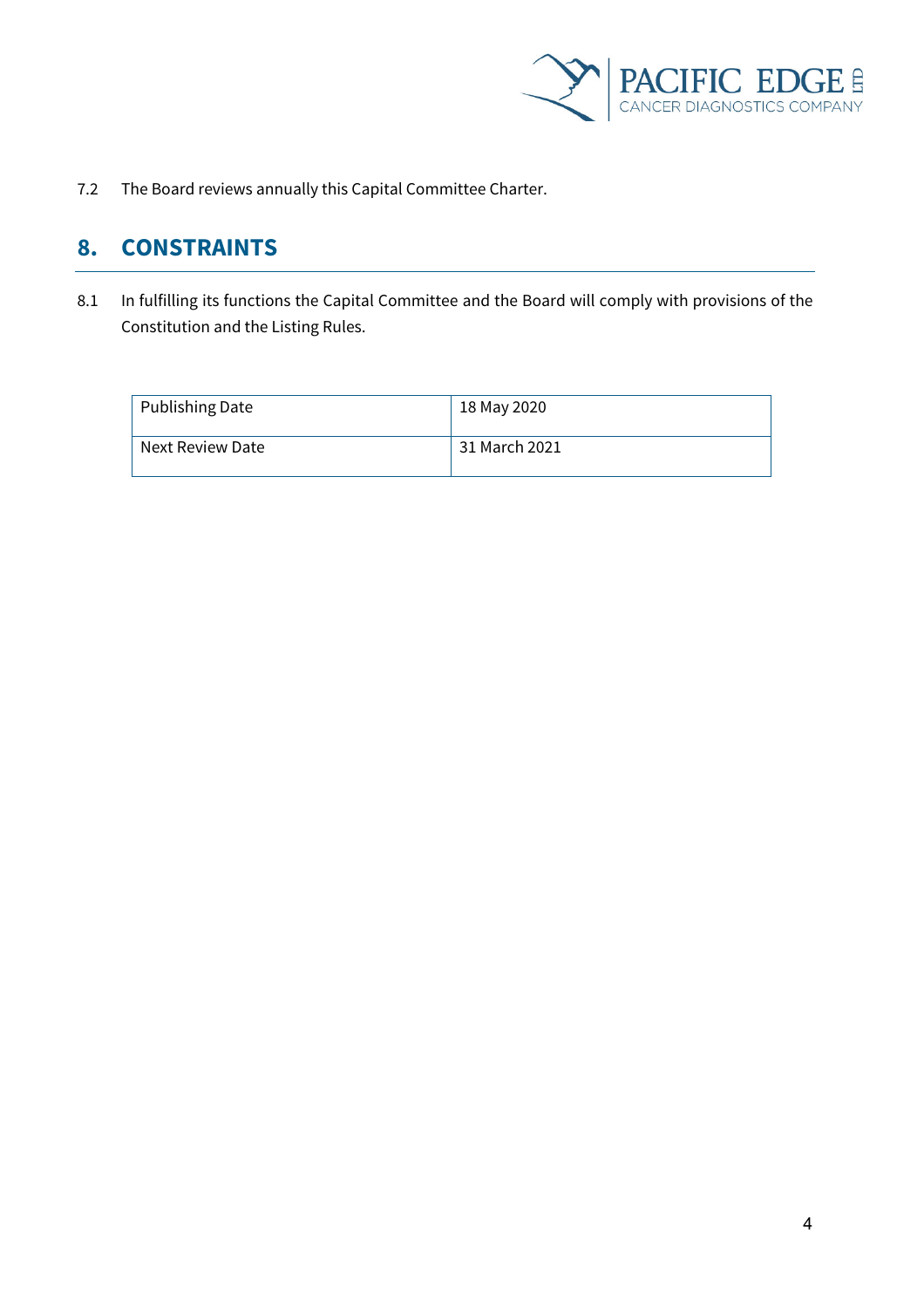7.2 The Board reviews annually this Capital Committee Charter.

## 8. CONSTRAINTS

8.1 In fulfilling its functions the Capital Committee and the Board will comply with provisions of the Constitution and the Listing Rules.

| | |
|---|---|
| Publishing Date | 18 May 2020 |
| Next Review Date | 31 March 2021 |